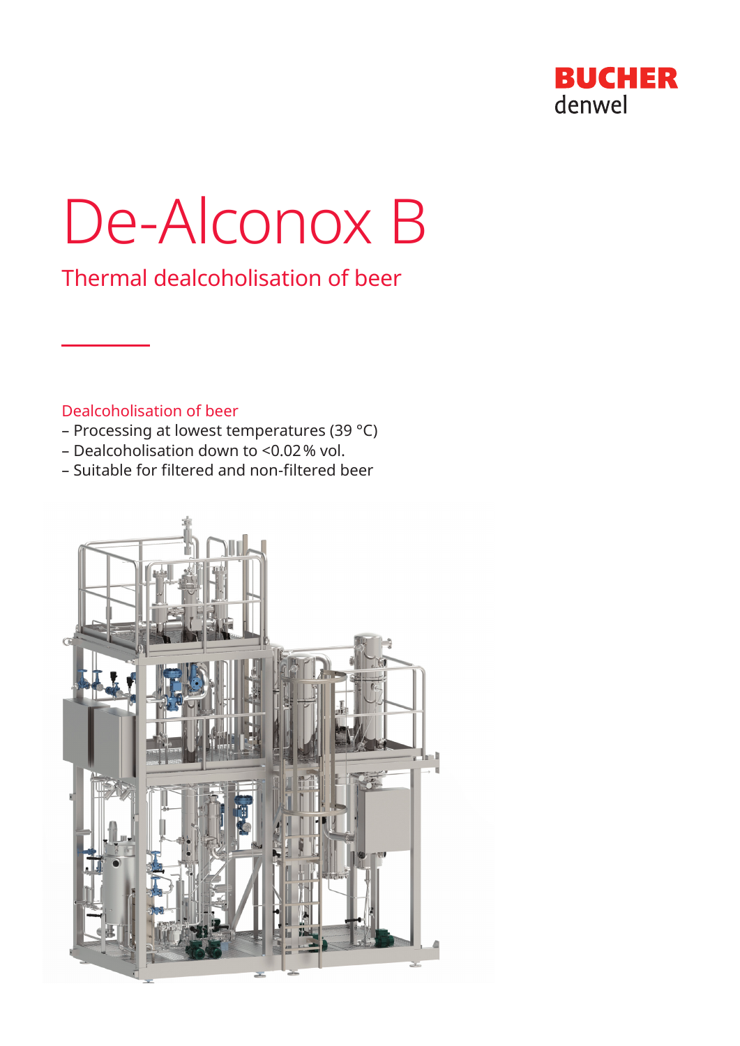BUCHER
denwel

# De-Alconox B

## Thermal dealcoholisation of beer

### Dealcoholisation of beer

- Processing at lowest temperatures (39 °C)
- Dealcoholisation down to <0.02 % vol.
- Suitable for filtered and non-filtered beer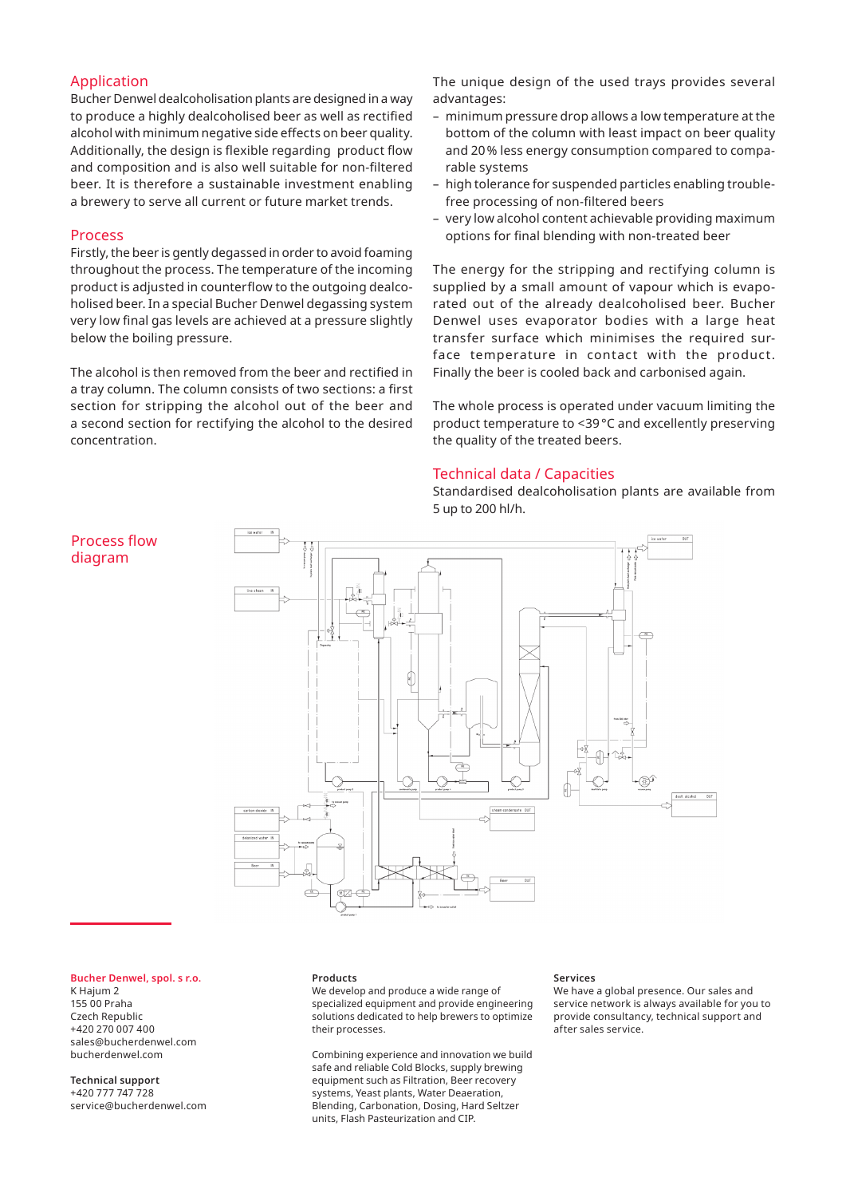## Application

Bucher Denwel dealcoholisation plants are designed in a way to produce a highly dealcoholised beer as well as rectified alcohol with minimum negative side effects on beer quality. Additionally, the design is flexible regarding product flow and composition and is also well suitable for non-filtered beer. It is therefore a sustainable investment enabling a brewery to serve all current or future market trends.

## Process

Firstly, the beer is gently degassed in order to avoid foaming throughout the process. The temperature of the incoming product is adjusted in counterflow to the outgoing dealcoholised beer. In a special Bucher Denwel degassing system very low final gas levels are achieved at a pressure slightly below the boiling pressure.

The alcohol is then removed from the beer and rectified in a tray column. The column consists of two sections: a first section for stripping the alcohol out of the beer and a second section for rectifying the alcohol to the desired concentration.

The unique design of the used trays provides several advantages:

- minimum pressure drop allows a low temperature at the bottom of the column with least impact on beer quality and 20 % less energy consumption compared to comparable systems
- high tolerance for suspended particles enabling trouble-free processing of non-filtered beers
- very low alcohol content achievable providing maximum options for final blending with non-treated beer

The energy for the stripping and rectifying column is supplied by a small amount of vapour which is evaporated out of the already dealcoholised beer. Bucher Denwel uses evaporator bodies with a large heat transfer surface which minimises the required surface temperature in contact with the product. Finally the beer is cooled back and carbonised again.

The whole process is operated under vacuum limiting the product temperature to <39 °C and excellently preserving the quality of the treated beers.

## Technical data / Capacities

Standardised dealcoholisation plants are available from 5 up to 200 hl/h.

## Process flow diagram

ice water IN
live steam IN
carbon dioxide IN
deaerated water IN
Beer IN
ice water OUT
dealc alcohol OUT
steam condensate OUT
Beer OUT

**Bucher Denwel, spol. s r.o.**
K Hajum 2
155 00 Praha
Czech Republic
+420 270 007 400
sales@bucherdenwel.com
bucherdenwel.com

**Technical support**
+420 777 747 728
service@bucherdenwel.com

**Products**
We develop and produce a wide range of specialized equipment and provide engineering solutions dedicated to help brewers to optimize their processes.

Combining experience and innovation we build safe and reliable Cold Blocks, supply brewing equipment such as Filtration, Beer recovery systems, Yeast plants, Water Deaeration, Blending, Carbonation, Dosing, Hard Seltzer units, Flash Pasteurization and CIP.

**Services**
We have a global presence. Our sales and service network is always available for you to provide consultancy, technical support and after sales service.